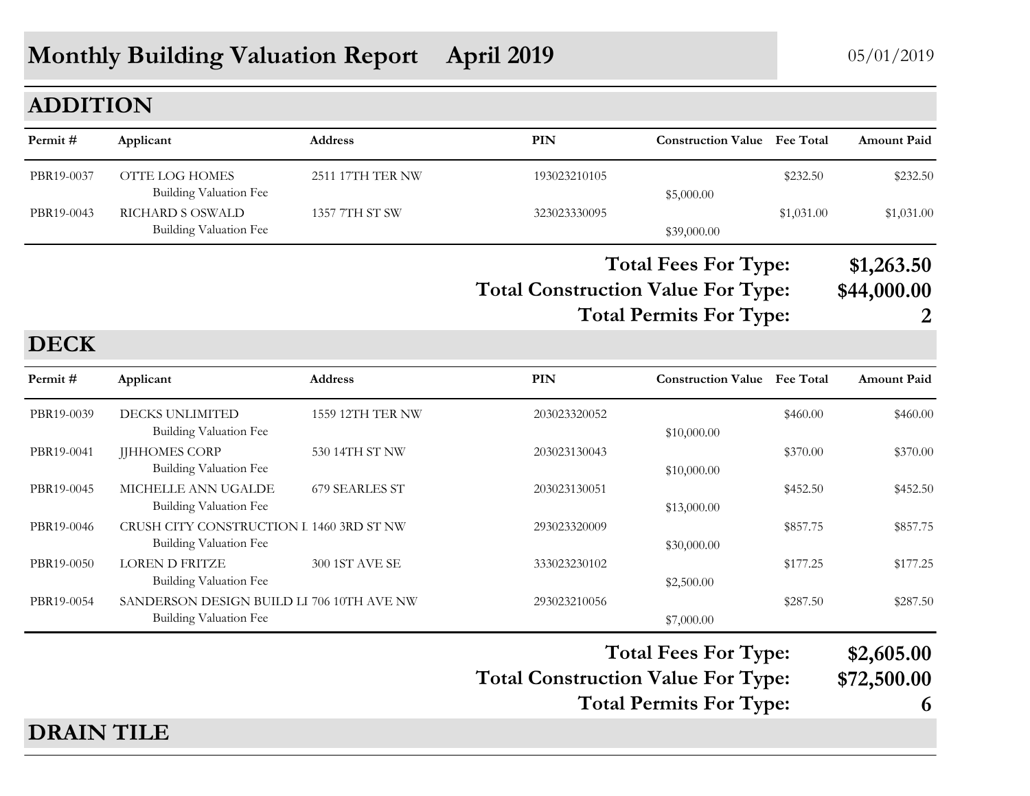# Monthly Building Valuation Report April 2019

05/01/2019

## ADDITION

| Permit # | Applicant | Address | PIN | Construction Value | Fee Total | Amount Paid |
|---|---|---|---|---|---|---|
| PBR19-0037 | OTTE LOG HOMES | 2511 17TH TER NW | 193023210105 | | $232.50 | $232.50 |
| | Building Valuation Fee | | | $5,000.00 | | |
| PBR19-0043 | RICHARD S OSWALD | 1357 7TH ST SW | 323023330095 | | $1,031.00 | $1,031.00 |
| | Building Valuation Fee | | | $39,000.00 | | |

**Total Fees For Type: $1,263.50**

**Total Construction Value For Type: $44,000.00**

**Total Permits For Type: 2**

## DECK

| Permit # | Applicant | Address | PIN | Construction Value | Fee Total | Amount Paid |
|---|---|---|---|---|---|---|
| PBR19-0039 | DECKS UNLIMITED | 1559 12TH TER NW | 203023320052 | | $460.00 | $460.00 |
| | Building Valuation Fee | | | $10,000.00 | | |
| PBR19-0041 | JJHHOMES CORP | 530 14TH ST NW | 203023130043 | | $370.00 | $370.00 |
| | Building Valuation Fee | | | $10,000.00 | | |
| PBR19-0045 | MICHELLE ANN UGALDE | 679 SEARLES ST | 203023130051 | | $452.50 | $452.50 |
| | Building Valuation Fee | | | $13,000.00 | | |
| PBR19-0046 | CRUSH CITY CONSTRUCTION L | 1460 3RD ST NW | 293023320009 | | $857.75 | $857.75 |
| | Building Valuation Fee | | | $30,000.00 | | |
| PBR19-0050 | LOREN D FRITZE | 300 1ST AVE SE | 333023230102 | | $177.25 | $177.25 |
| | Building Valuation Fee | | | $2,500.00 | | |
| PBR19-0054 | SANDERSON DESIGN BUILD LI | 706 10TH AVE NW | 293023210056 | | $287.50 | $287.50 |
| | Building Valuation Fee | | | $7,000.00 | | |

**Total Fees For Type: $2,605.00**

**Total Construction Value For Type: $72,500.00**

**Total Permits For Type: 6**

## DRAIN TILE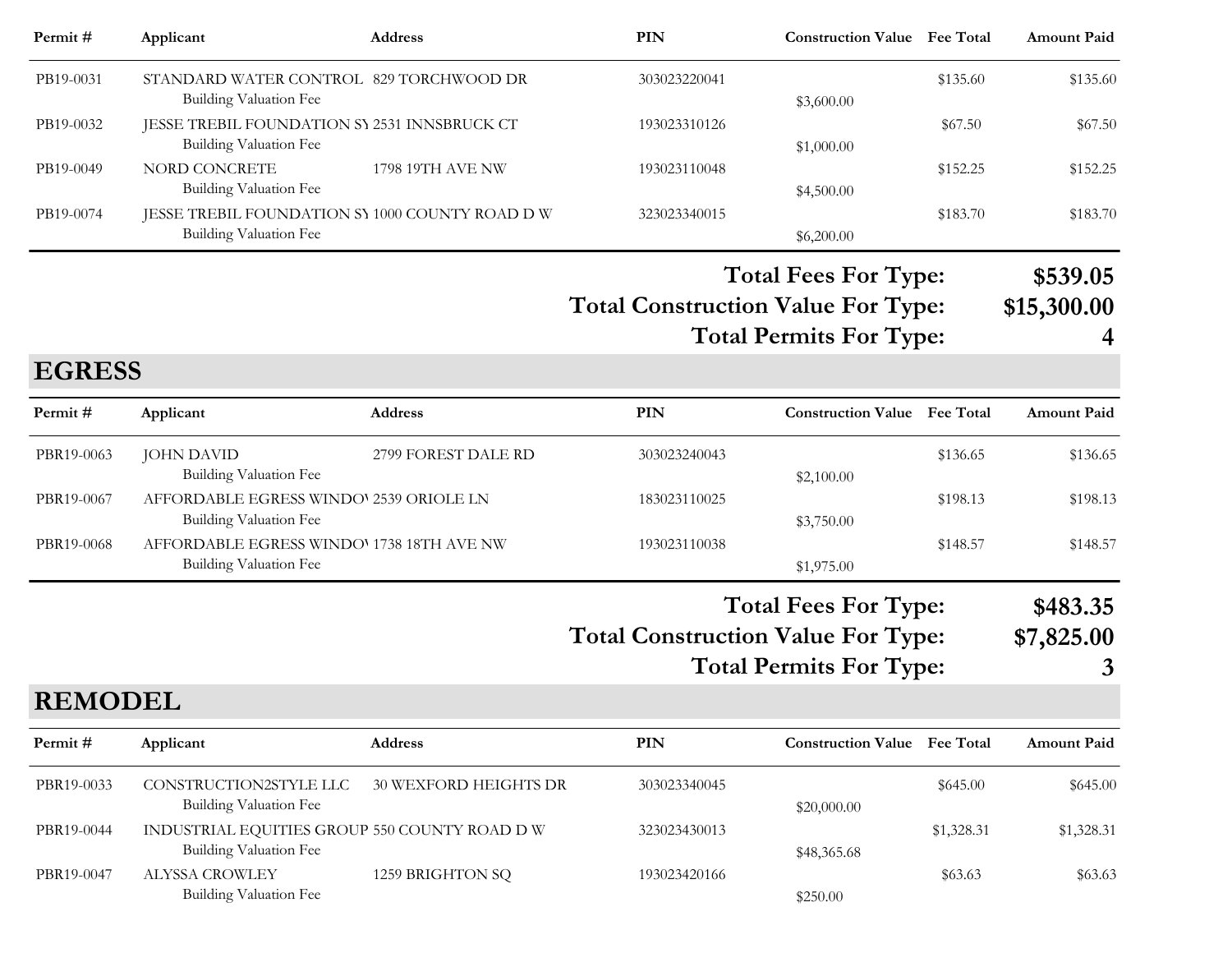| Permit # | Applicant | Address | PIN | Construction Value | Fee Total | Amount Paid |
|---|---|---|---|---|---|---|
| PB19-0031 | STANDARD WATER CONTROL | 829 TORCHWOOD DR | 303023220041 | | $135.60 | $135.60 |
| | Building Valuation Fee | | | $3,600.00 | | |
| PB19-0032 | JESSE TREBIL FOUNDATION SY | 2531 INNSBRUCK CT | 193023310126 | | $67.50 | $67.50 |
| | Building Valuation Fee | | | $1,000.00 | | |
| PB19-0049 | NORD CONCRETE | 1798 19TH AVE NW | 193023110048 | | $152.25 | $152.25 |
| | Building Valuation Fee | | | $4,500.00 | | |
| PB19-0074 | JESSE TREBIL FOUNDATION SY | 1000 COUNTY ROAD D W | 323023340015 | | $183.70 | $183.70 |
| | Building Valuation Fee | | | $6,200.00 | | |

**Total Fees For Type: $539.05**
**Total Construction Value For Type: $15,300.00**
**Total Permits For Type: 4**

## EGRESS

| Permit # | Applicant | Address | PIN | Construction Value | Fee Total | Amount Paid |
|---|---|---|---|---|---|---|
| PBR19-0063 | JOHN DAVID | 2799 FOREST DALE RD | 303023240043 | | $136.65 | $136.65 |
| | Building Valuation Fee | | | $2,100.00 | | |
| PBR19-0067 | AFFORDABLE EGRESS WINDOW | 2539 ORIOLE LN | 183023110025 | | $198.13 | $198.13 |
| | Building Valuation Fee | | | $3,750.00 | | |
| PBR19-0068 | AFFORDABLE EGRESS WINDOW | 1738 18TH AVE NW | 193023110038 | | $148.57 | $148.57 |
| | Building Valuation Fee | | | $1,975.00 | | |

**Total Fees For Type: $483.35**
**Total Construction Value For Type: $7,825.00**
**Total Permits For Type: 3**

## REMODEL

| Permit # | Applicant | Address | PIN | Construction Value | Fee Total | Amount Paid |
|---|---|---|---|---|---|---|
| PBR19-0033 | CONSTRUCTION2STYLE LLC | 30 WEXFORD HEIGHTS DR | 303023340045 | | $645.00 | $645.00 |
| | Building Valuation Fee | | | $20,000.00 | | |
| PBR19-0044 | INDUSTRIAL EQUITIES GROUP | 550 COUNTY ROAD D W | 323023430013 | | $1,328.31 | $1,328.31 |
| | Building Valuation Fee | | | $48,365.68 | | |
| PBR19-0047 | ALYSSA CROWLEY | 1259 BRIGHTON SQ | 193023420166 | | $63.63 | $63.63 |
| | Building Valuation Fee | | | $250.00 | | |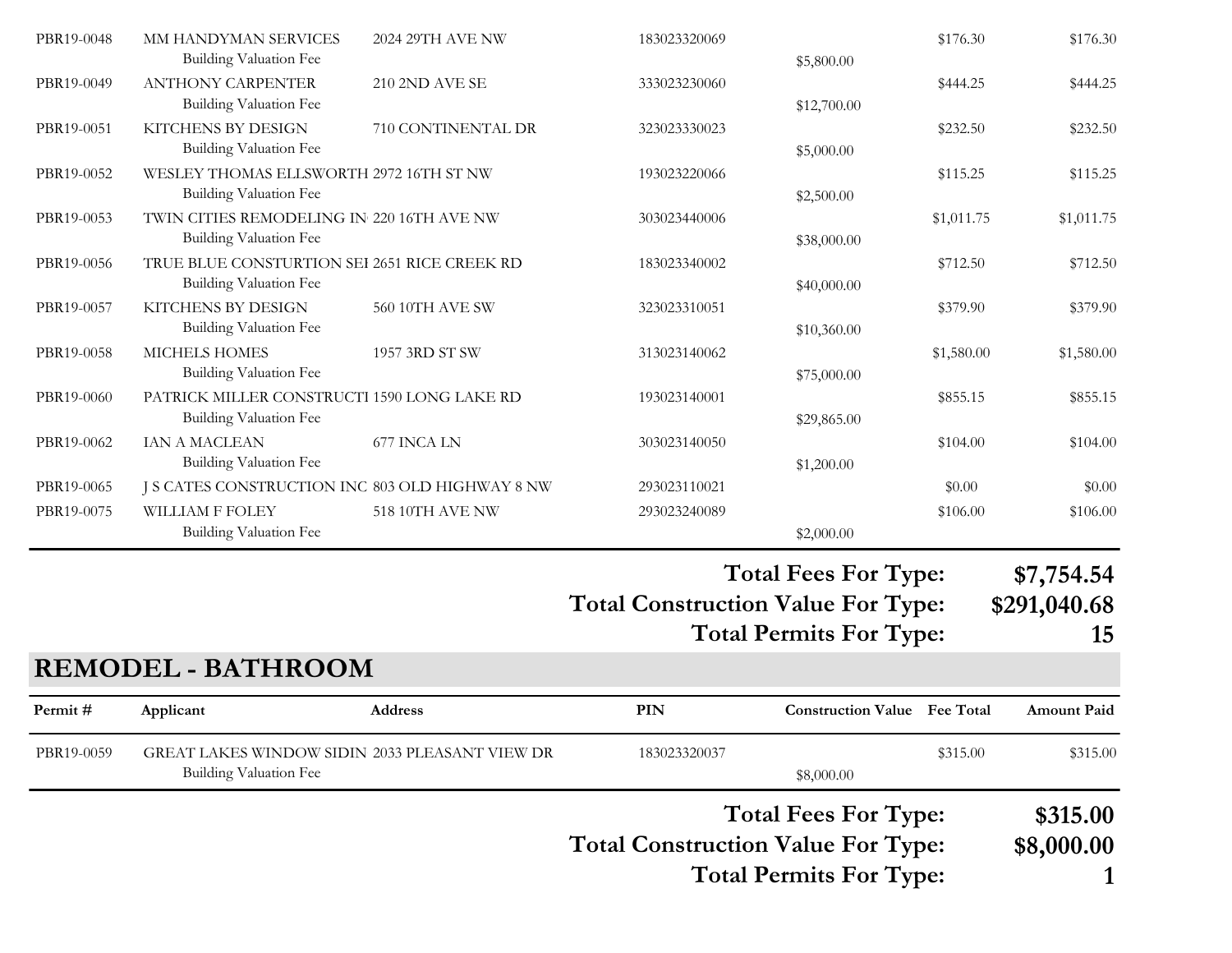| Permit # | Applicant | Address | PIN | Construction Value | Fee Total | Amount Paid |
|---|---|---|---|---|---|---|
| PBR19-0048 | MM HANDYMAN SERVICES | 2024 29TH AVE NW | 183023320069 | | $176.30 | $176.30 |
| | Building Valuation Fee | | | $5,800.00 | | |
| PBR19-0049 | ANTHONY CARPENTER | 210 2ND AVE SE | 333023230060 | | $444.25 | $444.25 |
| | Building Valuation Fee | | | $12,700.00 | | |
| PBR19-0051 | KITCHENS BY DESIGN | 710 CONTINENTAL DR | 323023330023 | | $232.50 | $232.50 |
| | Building Valuation Fee | | | $5,000.00 | | |
| PBR19-0052 | WESLEY THOMAS ELLSWORTH | 2972 16TH ST NW | 193023220066 | | $115.25 | $115.25 |
| | Building Valuation Fee | | | $2,500.00 | | |
| PBR19-0053 | TWIN CITIES REMODELING IN | 220 16TH AVE NW | 303023440006 | | $1,011.75 | $1,011.75 |
| | Building Valuation Fee | | | $38,000.00 | | |
| PBR19-0056 | TRUE BLUE CONSTURTION SEI | 2651 RICE CREEK RD | 183023340002 | | $712.50 | $712.50 |
| | Building Valuation Fee | | | $40,000.00 | | |
| PBR19-0057 | KITCHENS BY DESIGN | 560 10TH AVE SW | 323023310051 | | $379.90 | $379.90 |
| | Building Valuation Fee | | | $10,360.00 | | |
| PBR19-0058 | MICHELS HOMES | 1957 3RD ST SW | 313023140062 | | $1,580.00 | $1,580.00 |
| | Building Valuation Fee | | | $75,000.00 | | |
| PBR19-0060 | PATRICK MILLER CONSTRUCTI | 1590 LONG LAKE RD | 193023140001 | | $855.15 | $855.15 |
| | Building Valuation Fee | | | $29,865.00 | | |
| PBR19-0062 | IAN A MACLEAN | 677 INCA LN | 303023140050 | | $104.00 | $104.00 |
| | Building Valuation Fee | | | $1,200.00 | | |
| PBR19-0065 | J S CATES CONSTRUCTION INC | 803 OLD HIGHWAY 8 NW | 293023110021 | | $0.00 | $0.00 |
| PBR19-0075 | WILLIAM F FOLEY | 518 10TH AVE NW | 293023240089 | | $106.00 | $106.00 |
| | Building Valuation Fee | | | $2,000.00 | | |

**Total Fees For Type: $7,754.54**

**Total Construction Value For Type: $291,040.68**

**Total Permits For Type: 15**

## REMODEL - BATHROOM

| Permit # | Applicant | Address | PIN | Construction Value | Fee Total | Amount Paid |
|---|---|---|---|---|---|---|
| PBR19-0059 | GREAT LAKES WINDOW SIDIN | 2033 PLEASANT VIEW DR | 183023320037 | | $315.00 | $315.00 |
| | Building Valuation Fee | | | $8,000.00 | | |

**Total Fees For Type: $315.00**

**Total Construction Value For Type: $8,000.00**

**Total Permits For Type: 1**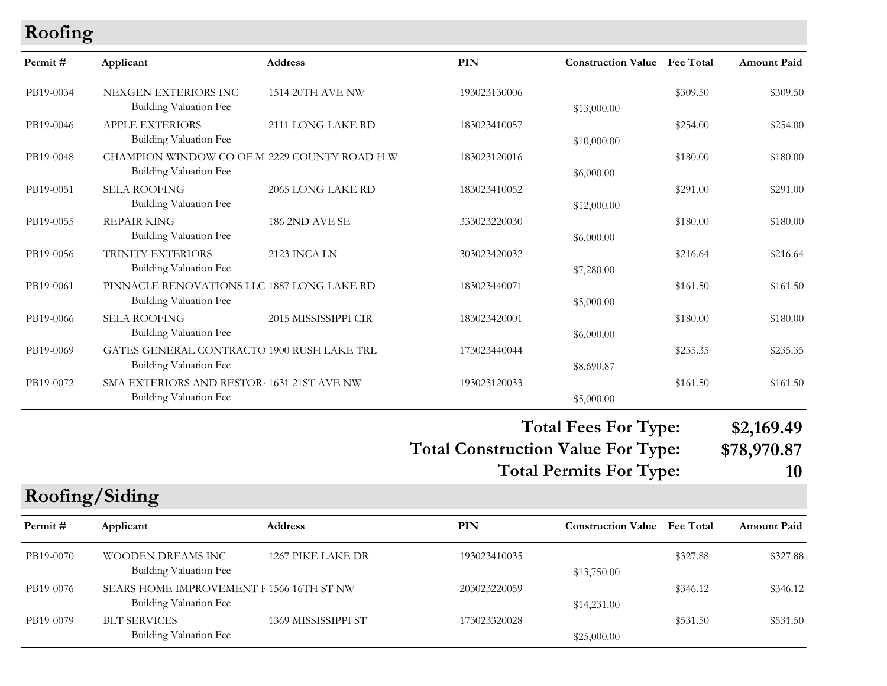## Roofing

| Permit # | Applicant | Address | PIN | Construction Value | Fee Total | Amount Paid |
|---|---|---|---|---|---|---|
| PB19-0034 | NEXGEN EXTERIORS INC | 1514 20TH AVE NW | 193023130006 | | $309.50 | $309.50 |
| | Building Valuation Fee | | | $13,000.00 | | |
| PB19-0046 | APPLE EXTERIORS | 2111 LONG LAKE RD | 183023410057 | | $254.00 | $254.00 |
| | Building Valuation Fee | | | $10,000.00 | | |
| PB19-0048 | CHAMPION WINDOW CO OF M | 2229 COUNTY ROAD H W | 183023120016 | | $180.00 | $180.00 |
| | Building Valuation Fee | | | $6,000.00 | | |
| PB19-0051 | SELA ROOFING | 2065 LONG LAKE RD | 183023410052 | | $291.00 | $291.00 |
| | Building Valuation Fee | | | $12,000.00 | | |
| PB19-0055 | REPAIR KING | 186 2ND AVE SE | 333023220030 | | $180.00 | $180.00 |
| | Building Valuation Fee | | | $6,000.00 | | |
| PB19-0056 | TRINITY EXTERIORS | 2123 INCA LN | 303023420032 | | $216.64 | $216.64 |
| | Building Valuation Fee | | | $7,280.00 | | |
| PB19-0061 | PINNACLE RENOVATIONS LLC | 1887 LONG LAKE RD | 183023440071 | | $161.50 | $161.50 |
| | Building Valuation Fee | | | $5,000.00 | | |
| PB19-0066 | SELA ROOFING | 2015 MISSISSIPPI CIR | 183023420001 | | $180.00 | $180.00 |
| | Building Valuation Fee | | | $6,000.00 | | |
| PB19-0069 | GATES GENERAL CONTRACTO | 1900 RUSH LAKE TRL | 173023440044 | | $235.35 | $235.35 |
| | Building Valuation Fee | | | $8,690.87 | | |
| PB19-0072 | SMA EXTERIORS AND RESTOR. | 1631 21ST AVE NW | 193023120033 | | $161.50 | $161.50 |
| | Building Valuation Fee | | | $5,000.00 | | |

**Total Fees For Type: $2,169.49**

**Total Construction Value For Type: $78,970.87**

**Total Permits For Type: 10**

## Roofing/Siding

| Permit # | Applicant | Address | PIN | Construction Value | Fee Total | Amount Paid |
|---|---|---|---|---|---|---|
| PB19-0070 | WOODEN DREAMS INC | 1267 PIKE LAKE DR | 193023410035 | | $327.88 | $327.88 |
| | Building Valuation Fee | | | $13,750.00 | | |
| PB19-0076 | SEARS HOME IMPROVEMENT I | 1566 16TH ST NW | 203023220059 | | $346.12 | $346.12 |
| | Building Valuation Fee | | | $14,231.00 | | |
| PB19-0079 | BLT SERVICES | 1369 MISSISSIPPI ST | 173023320028 | | $531.50 | $531.50 |
| | Building Valuation Fee | | | $25,000.00 | | |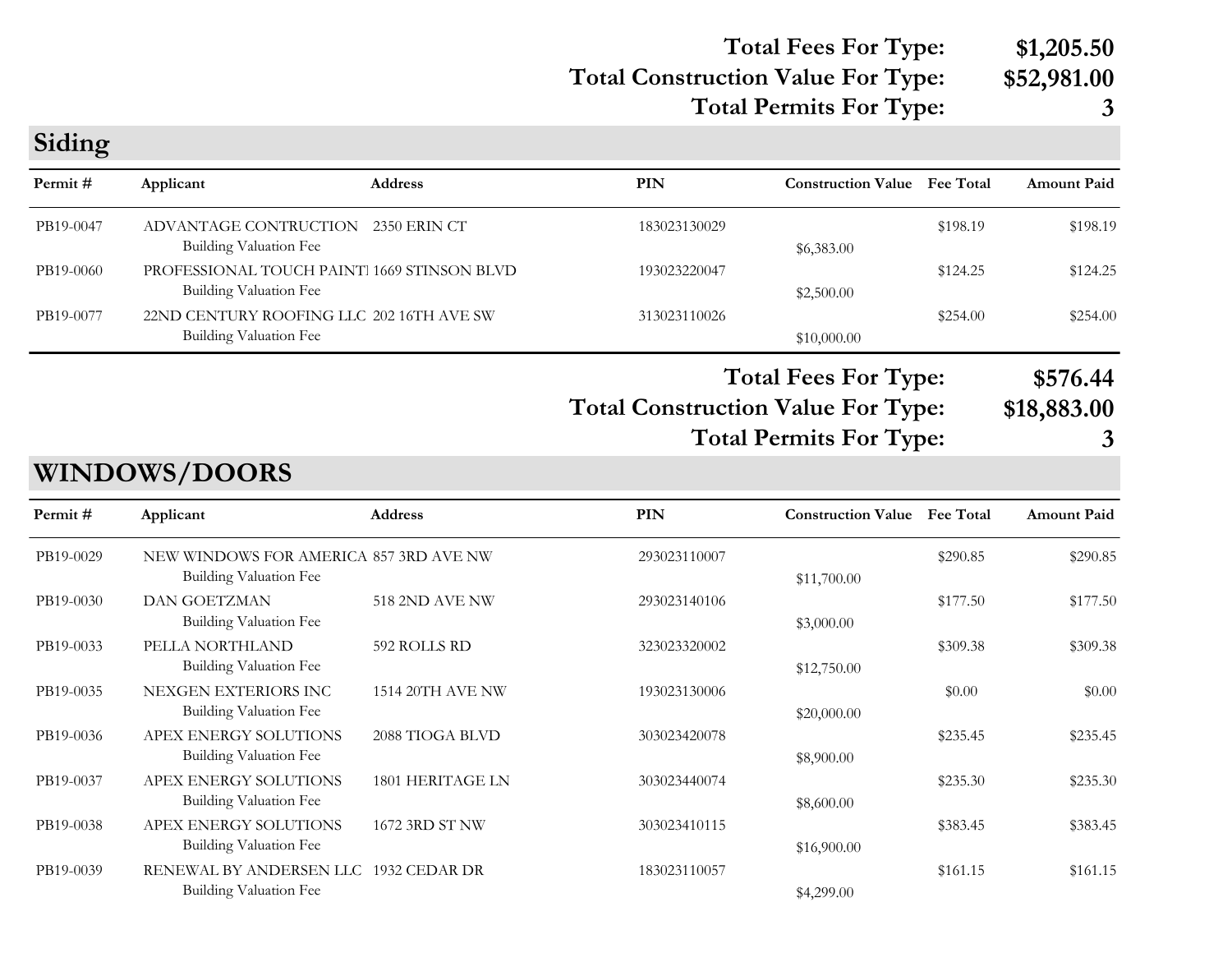**Total Fees For Type: $1,205.50**
**Total Construction Value For Type: $52,981.00**
**Total Permits For Type: 3**

## Siding

| Permit # | Applicant | Address | PIN | Construction Value | Fee Total | Amount Paid |
|---|---|---|---|---|---|---|
| PB19-0047 | ADVANTAGE CONTRUCTION | 2350 ERIN CT | 183023130029 | | $198.19 | $198.19 |
| | Building Valuation Fee | | | $6,383.00 | | |
| PB19-0060 | PROFESSIONAL TOUCH PAINTI | 1669 STINSON BLVD | 193023220047 | | $124.25 | $124.25 |
| | Building Valuation Fee | | | $2,500.00 | | |
| PB19-0077 | 22ND CENTURY ROOFING LLC | 202 16TH AVE SW | 313023110026 | | $254.00 | $254.00 |
| | Building Valuation Fee | | | $10,000.00 | | |

**Total Fees For Type: $576.44**
**Total Construction Value For Type: $18,883.00**
**Total Permits For Type: 3**

## WINDOWS/DOORS

| Permit # | Applicant | Address | PIN | Construction Value | Fee Total | Amount Paid |
|---|---|---|---|---|---|---|
| PB19-0029 | NEW WINDOWS FOR AMERICA | 857 3RD AVE NW | 293023110007 | | $290.85 | $290.85 |
| | Building Valuation Fee | | | $11,700.00 | | |
| PB19-0030 | DAN GOETZMAN | 518 2ND AVE NW | 293023140106 | | $177.50 | $177.50 |
| | Building Valuation Fee | | | $3,000.00 | | |
| PB19-0033 | PELLA NORTHLAND | 592 ROLLS RD | 323023320002 | | $309.38 | $309.38 |
| | Building Valuation Fee | | | $12,750.00 | | |
| PB19-0035 | NEXGEN EXTERIORS INC | 1514 20TH AVE NW | 193023130006 | | $0.00 | $0.00 |
| | Building Valuation Fee | | | $20,000.00 | | |
| PB19-0036 | APEX ENERGY SOLUTIONS | 2088 TIOGA BLVD | 303023420078 | | $235.45 | $235.45 |
| | Building Valuation Fee | | | $8,900.00 | | |
| PB19-0037 | APEX ENERGY SOLUTIONS | 1801 HERITAGE LN | 303023440074 | | $235.30 | $235.30 |
| | Building Valuation Fee | | | $8,600.00 | | |
| PB19-0038 | APEX ENERGY SOLUTIONS | 1672 3RD ST NW | 303023410115 | | $383.45 | $383.45 |
| | Building Valuation Fee | | | $16,900.00 | | |
| PB19-0039 | RENEWAL BY ANDERSEN LLC | 1932 CEDAR DR | 183023110057 | | $161.15 | $161.15 |
| | Building Valuation Fee | | | $4,299.00 | | |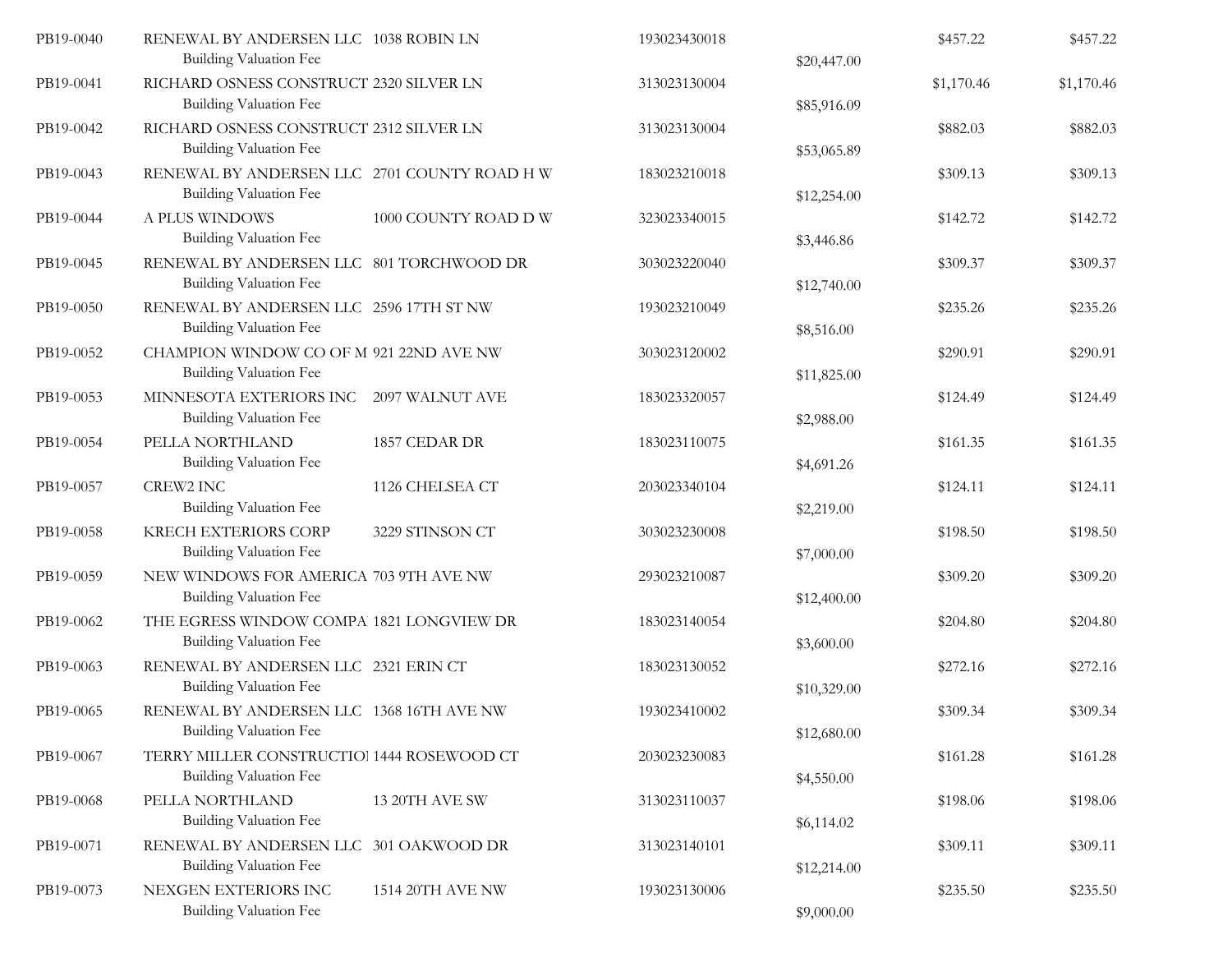| | | | | | | |
|---|---|---|---|---|---|---|
| PB19-0040 | RENEWAL BY ANDERSEN LLC | 1038 ROBIN LN | 193023430018 | | $457.22 | $457.22 |
| | Building Valuation Fee | | | $20,447.00 | | |
| PB19-0041 | RICHARD OSNESS CONSTRUCT | 2320 SILVER LN | 313023130004 | | $1,170.46 | $1,170.46 |
| | Building Valuation Fee | | | $85,916.09 | | |
| PB19-0042 | RICHARD OSNESS CONSTRUCT | 2312 SILVER LN | 313023130004 | | $882.03 | $882.03 |
| | Building Valuation Fee | | | $53,065.89 | | |
| PB19-0043 | RENEWAL BY ANDERSEN LLC | 2701 COUNTY ROAD H W | 183023210018 | | $309.13 | $309.13 |
| | Building Valuation Fee | | | $12,254.00 | | |
| PB19-0044 | A PLUS WINDOWS | 1000 COUNTY ROAD D W | 323023340015 | | $142.72 | $142.72 |
| | Building Valuation Fee | | | $3,446.86 | | |
| PB19-0045 | RENEWAL BY ANDERSEN LLC | 801 TORCHWOOD DR | 303023220040 | | $309.37 | $309.37 |
| | Building Valuation Fee | | | $12,740.00 | | |
| PB19-0050 | RENEWAL BY ANDERSEN LLC | 2596 17TH ST NW | 193023210049 | | $235.26 | $235.26 |
| | Building Valuation Fee | | | $8,516.00 | | |
| PB19-0052 | CHAMPION WINDOW CO OF M | 921 22ND AVE NW | 303023120002 | | $290.91 | $290.91 |
| | Building Valuation Fee | | | $11,825.00 | | |
| PB19-0053 | MINNESOTA EXTERIORS INC | 2097 WALNUT AVE | 183023320057 | | $124.49 | $124.49 |
| | Building Valuation Fee | | | $2,988.00 | | |
| PB19-0054 | PELLA NORTHLAND | 1857 CEDAR DR | 183023110075 | | $161.35 | $161.35 |
| | Building Valuation Fee | | | $4,691.26 | | |
| PB19-0057 | CREW2 INC | 1126 CHELSEA CT | 203023340104 | | $124.11 | $124.11 |
| | Building Valuation Fee | | | $2,219.00 | | |
| PB19-0058 | KRECH EXTERIORS CORP | 3229 STINSON CT | 303023230008 | | $198.50 | $198.50 |
| | Building Valuation Fee | | | $7,000.00 | | |
| PB19-0059 | NEW WINDOWS FOR AMERICA | 703 9TH AVE NW | 293023210087 | | $309.20 | $309.20 |
| | Building Valuation Fee | | | $12,400.00 | | |
| PB19-0062 | THE EGRESS WINDOW COMPA | 1821 LONGVIEW DR | 183023140054 | | $204.80 | $204.80 |
| | Building Valuation Fee | | | $3,600.00 | | |
| PB19-0063 | RENEWAL BY ANDERSEN LLC | 2321 ERIN CT | 183023130052 | | $272.16 | $272.16 |
| | Building Valuation Fee | | | $10,329.00 | | |
| PB19-0065 | RENEWAL BY ANDERSEN LLC | 1368 16TH AVE NW | 193023410002 | | $309.34 | $309.34 |
| | Building Valuation Fee | | | $12,680.00 | | |
| PB19-0067 | TERRY MILLER CONSTRUCTIO | 1444 ROSEWOOD CT | 203023230083 | | $161.28 | $161.28 |
| | Building Valuation Fee | | | $4,550.00 | | |
| PB19-0068 | PELLA NORTHLAND | 13 20TH AVE SW | 313023110037 | | $198.06 | $198.06 |
| | Building Valuation Fee | | | $6,114.02 | | |
| PB19-0071 | RENEWAL BY ANDERSEN LLC | 301 OAKWOOD DR | 313023140101 | | $309.11 | $309.11 |
| | Building Valuation Fee | | | $12,214.00 | | |
| PB19-0073 | NEXGEN EXTERIORS INC | 1514 20TH AVE NW | 193023130006 | | $235.50 | $235.50 |
| | Building Valuation Fee | | | $9,000.00 | | |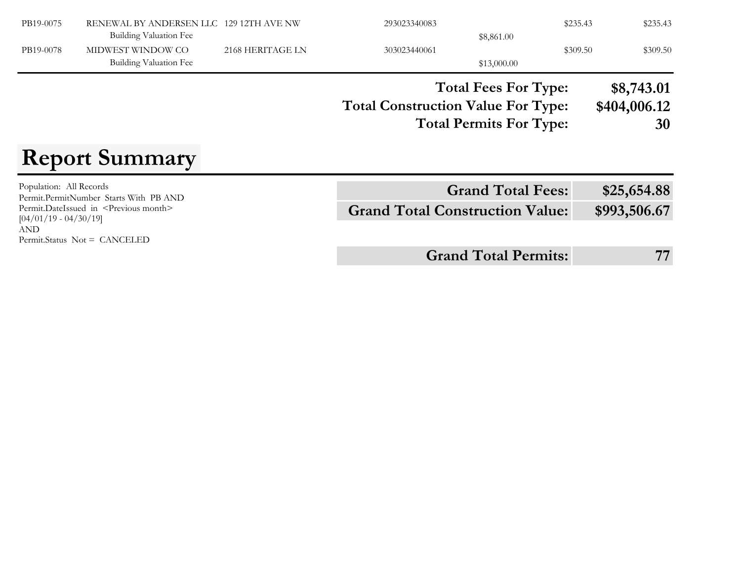| | | | | | | |
|---|---|---|---|---|---|---|
| PB19-0075 | RENEWAL BY ANDERSEN LLC | 129 12TH AVE NW | 293023340083 | | $235.43 | $235.43 |
| | Building Valuation Fee | | | $8,861.00 | | |
| PB19-0078 | MIDWEST WINDOW CO | 2168 HERITAGE LN | 303023440061 | | $309.50 | $309.50 |
| | Building Valuation Fee | | | $13,000.00 | | |

| | |
|---|---|
| **Total Fees For Type:** | **$8,743.01** |
| **Total Construction Value For Type:** | **$404,006.12** |
| **Total Permits For Type:** | **30** |

# Report Summary

Population: All Records
Permit.PermitNumber Starts With PB AND
Permit.DateIssued in <Previous month> [04/01/19 - 04/30/19]
AND
Permit.Status Not = CANCELED

| | |
|---|---|
| **Grand Total Fees:** | **$25,654.88** |
| **Grand Total Construction Value:** | **$993,506.67** |
| **Grand Total Permits:** | **77** |